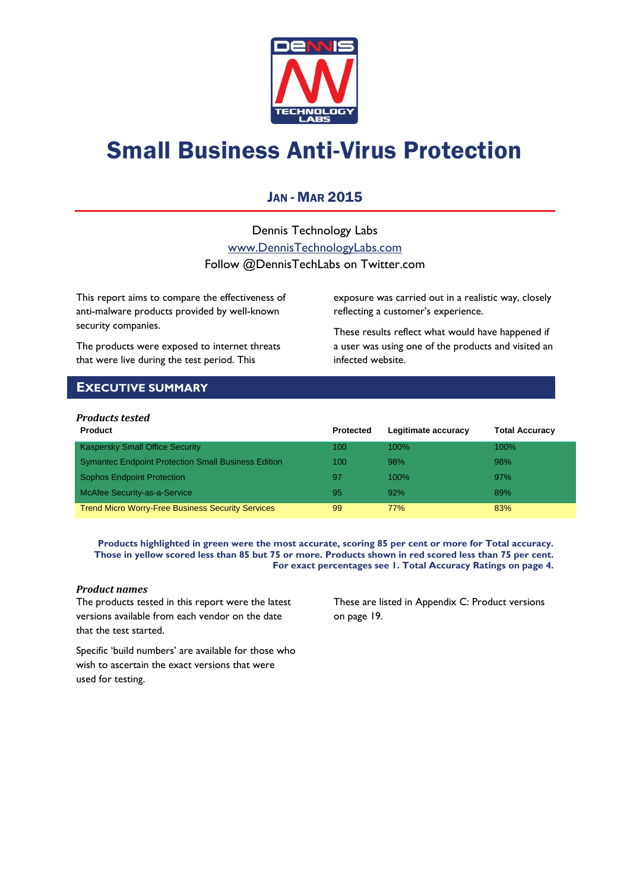# Small Business Anti-Virus Protection

## JAN - MAR 2015

Dennis Technology Labs

[www.DennisTechnologyLabs.com](http://www.DennisTechnologyLabs.com)

Follow @DennisTechLabs on Twitter.com

This report aims to compare the effectiveness of anti-malware products provided by well-known security companies.

The products were exposed to internet threats that were live during the test period. This exposure was carried out in a realistic way, closely reflecting a customer's experience.

These results reflect what would have happened if a user was using one of the products and visited an infected website.

## EXECUTIVE SUMMARY

### *Products tested*

| Product | Protected | Legitimate accuracy | Total Accuracy |
|---|---|---|---|
| Kaspersky Small Office Security | 100 | 100% | 100% |
| Symantec Endpoint Protection Small Business Edition | 100 | 98% | 98% |
| Sophos Endpoint Protection | 97 | 100% | 97% |
| McAfee Security-as-a-Service | 95 | 92% | 89% |
| Trend Micro Worry-Free Business Security Services | 99 | 77% | 83% |

**Products highlighted in green were the most accurate, scoring 85 per cent or more for Total accuracy. Those in yellow scored less than 85 but 75 or more. Products shown in red scored less than 75 per cent. For exact percentages see 1. Total Accuracy Ratings on page 4.**

### *Product names*

The products tested in this report were the latest versions available from each vendor on the date that the test started.

Specific 'build numbers' are available for those who wish to ascertain the exact versions that were used for testing.

These are listed in Appendix C: Product versions on page 19.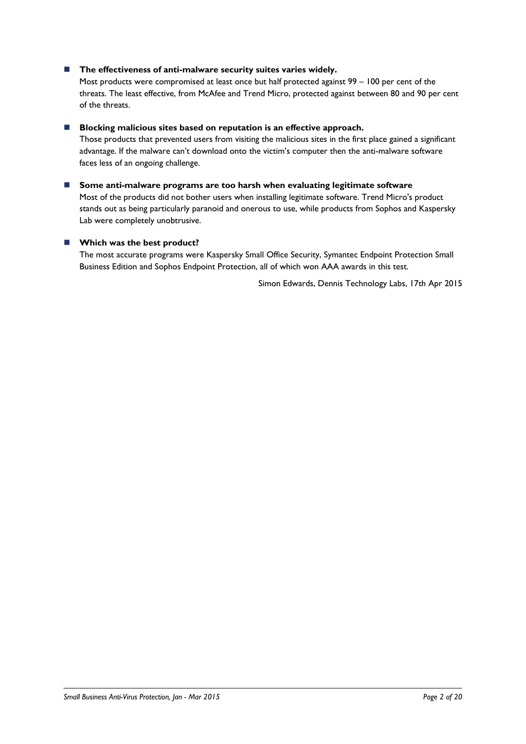- **The effectiveness of anti-malware security suites varies widely.**
  Most products were compromised at least once but half protected against 99 – 100 per cent of the threats. The least effective, from McAfee and Trend Micro, protected against between 80 and 90 per cent of the threats.

- **Blocking malicious sites based on reputation is an effective approach.**
  Those products that prevented users from visiting the malicious sites in the first place gained a significant advantage. If the malware can't download onto the victim's computer then the anti-malware software faces less of an ongoing challenge.

- **Some anti-malware programs are too harsh when evaluating legitimate software**
  Most of the products did not bother users when installing legitimate software. Trend Micro's product stands out as being particularly paranoid and onerous to use, while products from Sophos and Kaspersky Lab were completely unobtrusive.

- **Which was the best product?**
  The most accurate programs were Kaspersky Small Office Security, Symantec Endpoint Protection Small Business Edition and Sophos Endpoint Protection, all of which won AAA awards in this test.

Simon Edwards, Dennis Technology Labs, 17th Apr 2015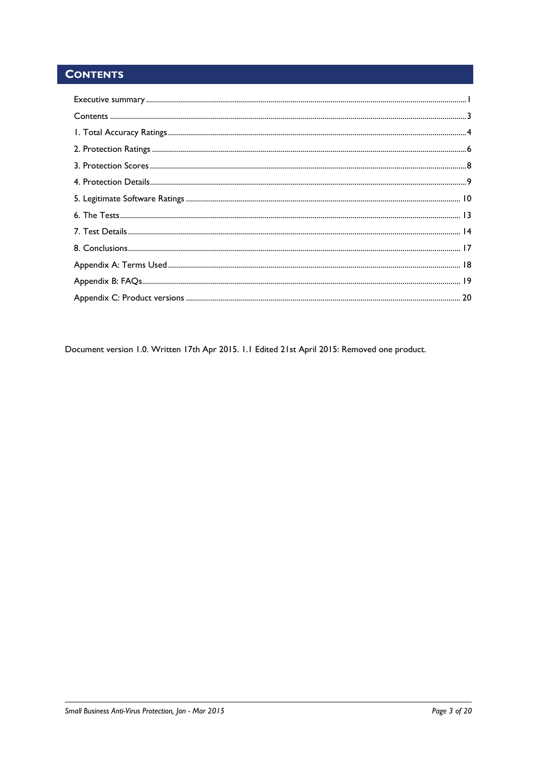# Contents

Executive summary ........................................................................................................ 1

Contents ........................................................................................................................ 3

1. Total Accuracy Ratings .............................................................................................. 4

2. Protection Ratings ..................................................................................................... 6

3. Protection Scores ...................................................................................................... 8

4. Protection Details ...................................................................................................... 9

5. Legitimate Software Ratings .................................................................................... 10

6. The Tests ................................................................................................................ 13

7. Test Details ............................................................................................................. 14

8. Conclusions ............................................................................................................. 17

Appendix A: Terms Used ............................................................................................. 18

Appendix B: FAQs ........................................................................................................ 19

Appendix C: Product versions ..................................................................................... 20

Document version 1.0. Written 17th Apr 2015. 1.1 Edited 21st April 2015: Removed one product.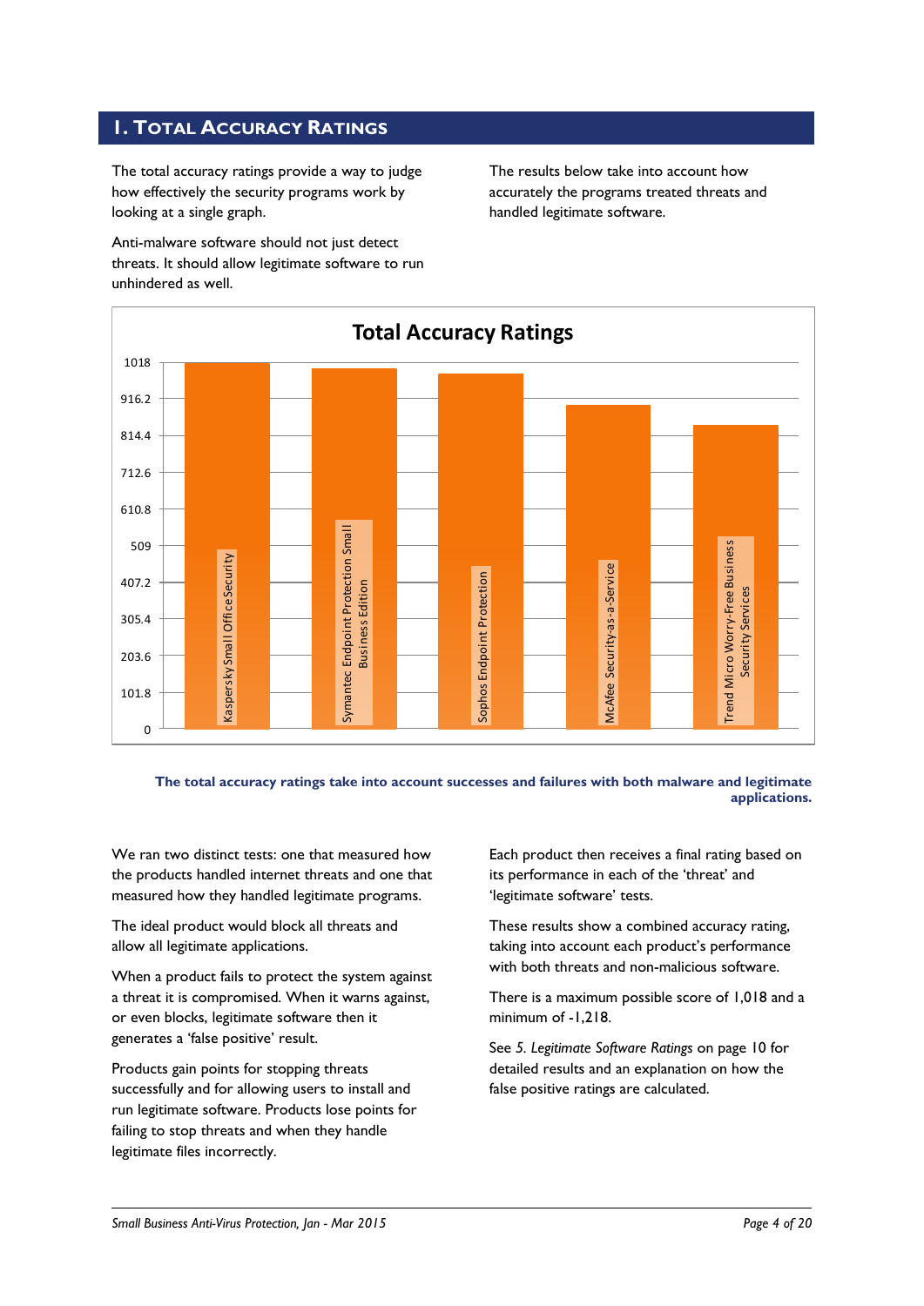## 1. Total Accuracy Ratings

The total accuracy ratings provide a way to judge how effectively the security programs work by looking at a single graph.

Anti-malware software should not just detect threats. It should allow legitimate software to run unhindered as well.

The results below take into account how accurately the programs treated threats and handled legitimate software.

**The total accuracy ratings take into account successes and failures with both malware and legitimate applications.**

We ran two distinct tests: one that measured how the products handled internet threats and one that measured how they handled legitimate programs.

The ideal product would block all threats and allow all legitimate applications.

When a product fails to protect the system against a threat it is compromised. When it warns against, or even blocks, legitimate software then it generates a 'false positive' result.

Products gain points for stopping threats successfully and for allowing users to install and run legitimate software. Products lose points for failing to stop threats and when they handle legitimate files incorrectly.

Each product then receives a final rating based on its performance in each of the 'threat' and 'legitimate software' tests.

These results show a combined accuracy rating, taking into account each product's performance with both threats and non-malicious software.

There is a maximum possible score of 1,018 and a minimum of -1,218.

See *5. Legitimate Software Ratings* on page 10 for detailed results and an explanation on how the false positive ratings are calculated.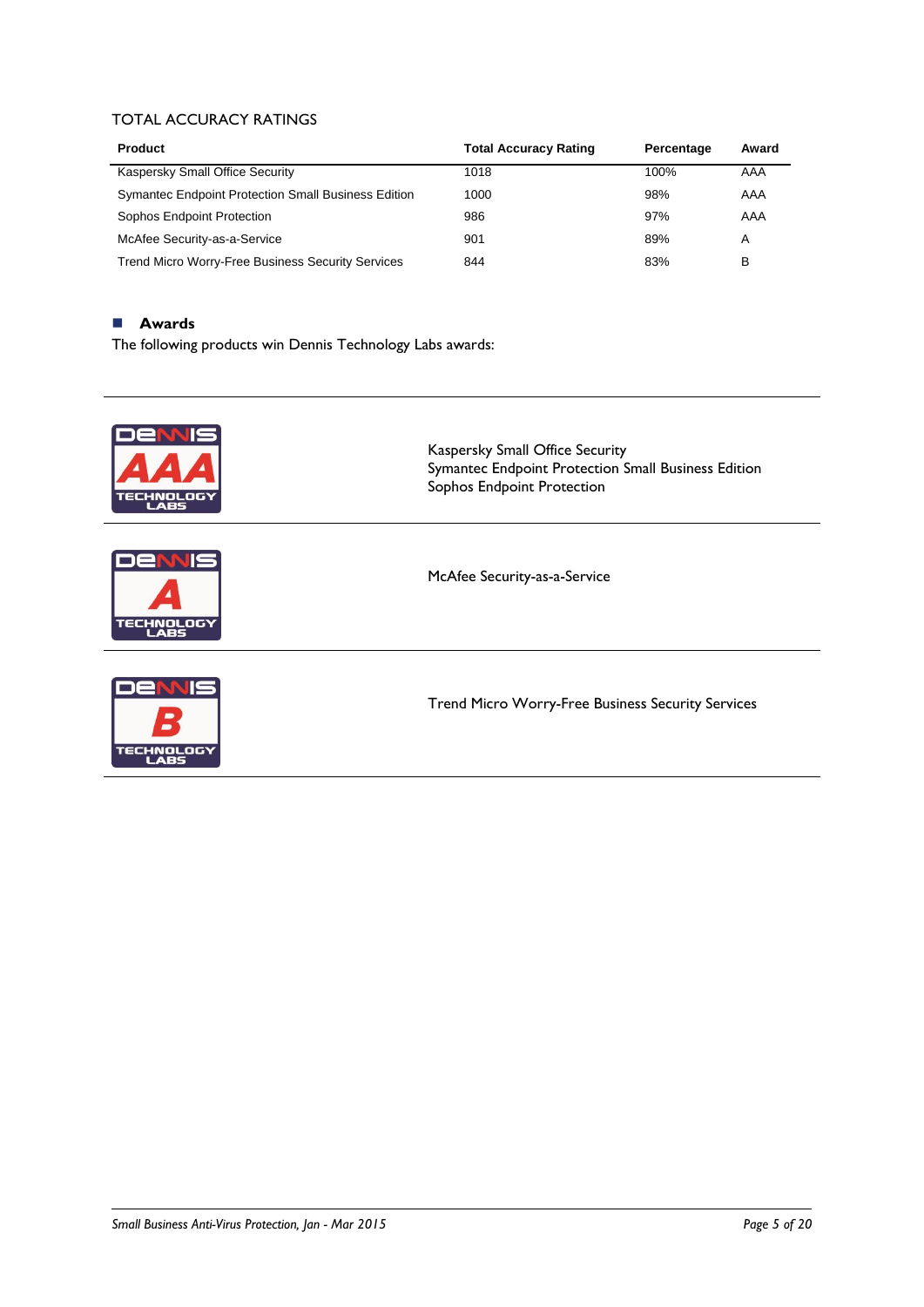## TOTAL ACCURACY RATINGS

| Product | Total Accuracy Rating | Percentage | Award |
|---|---|---|---|
| Kaspersky Small Office Security | 1018 | 100% | AAA |
| Symantec Endpoint Protection Small Business Edition | 1000 | 98% | AAA |
| Sophos Endpoint Protection | 986 | 97% | AAA |
| McAfee Security-as-a-Service | 901 | 89% | A |
| Trend Micro Worry-Free Business Security Services | 844 | 83% | B |

### Awards

The following products win Dennis Technology Labs awards:

| Award | Products |
|---|---|
| DENNIS AAA TECHNOLOGY LABS | Kaspersky Small Office Security<br>Symantec Endpoint Protection Small Business Edition<br>Sophos Endpoint Protection |
| DENNIS A TECHNOLOGY LABS | McAfee Security-as-a-Service |
| DENNIS B TECHNOLOGY LABS | Trend Micro Worry-Free Business Security Services |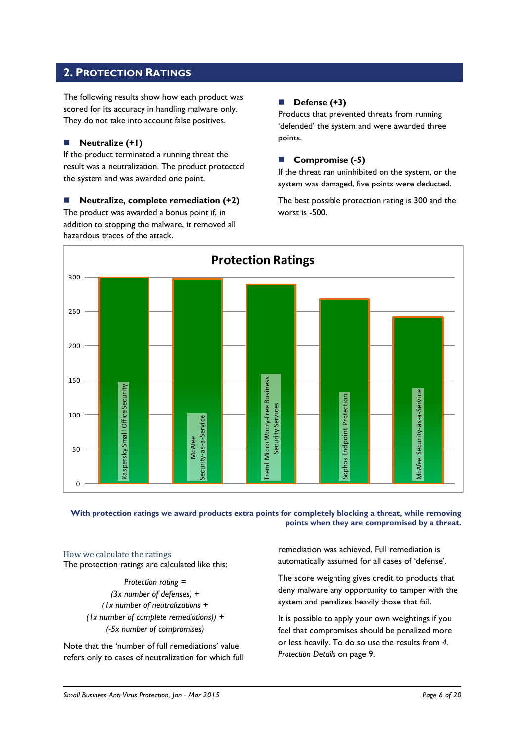## 2. Protection Ratings

The following results show how each product was scored for its accuracy in handling malware only. They do not take into account false positives.

- **Neutralize (+1)**

If the product terminated a running threat the result was a neutralization. The product protected the system and was awarded one point.

- **Neutralize, complete remediation (+2)**

The product was awarded a bonus point if, in addition to stopping the malware, it removed all hazardous traces of the attack.

- **Defense (+3)**

Products that prevented threats from running 'defended' the system and were awarded three points.

- **Compromise (-5)**

If the threat ran uninhibited on the system, or the system was damaged, five points were deducted.

The best possible protection rating is 300 and the worst is -500.

**Protection Ratings**

| Product | Approximate rating |
|---|---|
| Kaspersky Small Office Security | 300 |
| McAfee Security-as-a-Service | 298 |
| Trend Micro Worry-Free Business Security Services | 289 |
| Sophos Endpoint Protection | 268 |
| McAfee Security-as-a-Service | 242 |

**With protection ratings we award products extra points for completely blocking a threat, while removing points when they are compromised by a threat.**

### How we calculate the ratings

The protection ratings are calculated like this:

*Protection rating =*
*(3x number of defenses) +*
*(1x number of neutralizations +*
*(1x number of complete remediations)) +*
*(-5x number of compromises)*

Note that the 'number of full remediations' value refers only to cases of neutralization for which full remediation was achieved. Full remediation is automatically assumed for all cases of 'defense'.

The score weighting gives credit to products that deny malware any opportunity to tamper with the system and penalizes heavily those that fail.

It is possible to apply your own weightings if you feel that compromises should be penalized more or less heavily. To do so use the results from *4. Protection Details* on page 9.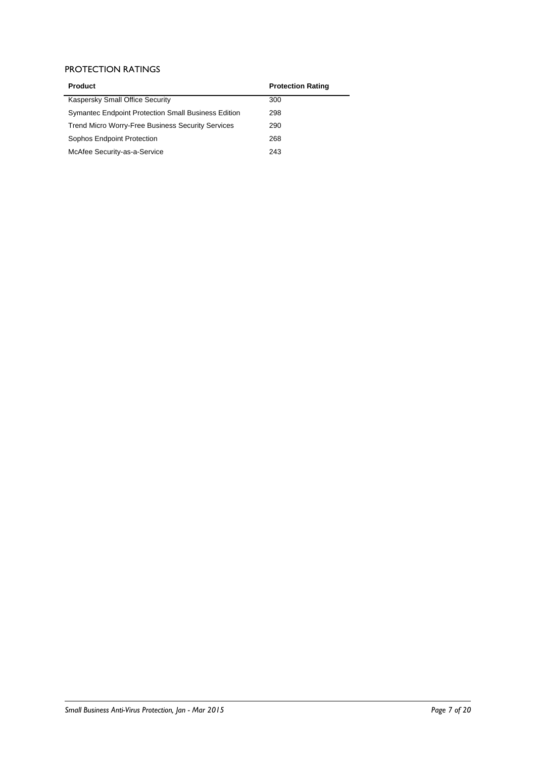## PROTECTION RATINGS

| Product | Protection Rating |
|---|---|
| Kaspersky Small Office Security | 300 |
| Symantec Endpoint Protection Small Business Edition | 298 |
| Trend Micro Worry-Free Business Security Services | 290 |
| Sophos Endpoint Protection | 268 |
| McAfee Security-as-a-Service | 243 |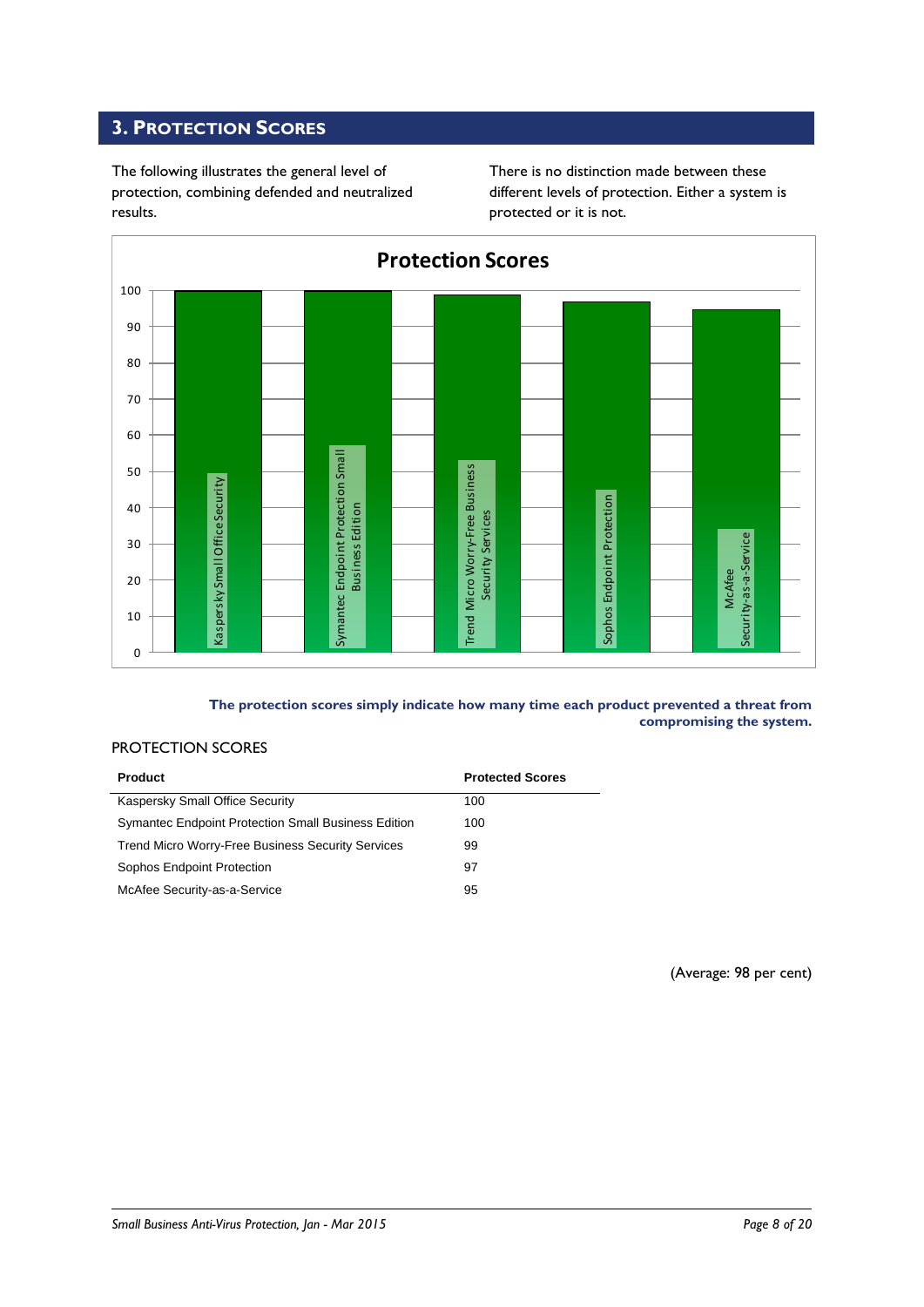## 3. Protection Scores

The following illustrates the general level of protection, combining defended and neutralized results.

There is no distinction made between these different levels of protection. Either a system is protected or it is not.

**The protection scores simply indicate how many time each product prevented a threat from compromising the system.**

PROTECTION SCORES

| Product | Protected Scores |
|---|---|
| Kaspersky Small Office Security | 100 |
| Symantec Endpoint Protection Small Business Edition | 100 |
| Trend Micro Worry-Free Business Security Services | 99 |
| Sophos Endpoint Protection | 97 |
| McAfee Security-as-a-Service | 95 |

(Average: 98 per cent)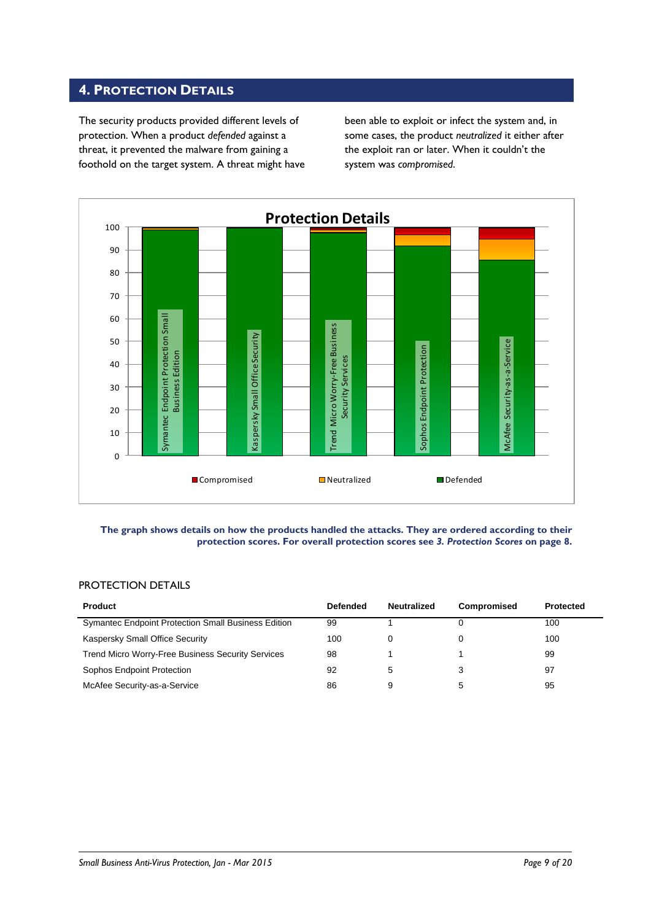## 4. Protection Details

The security products provided different levels of protection. When a product *defended* against a threat, it prevented the malware from gaining a foothold on the target system. A threat might have been able to exploit or infect the system and, in some cases, the product *neutralized* it either after the exploit ran or later. When it couldn't the system was *compromised*.

**The graph shows details on how the products handled the attacks. They are ordered according to their protection scores. For overall protection scores see *3. Protection Scores* on page 8.**

PROTECTION DETAILS

| Product | Defended | Neutralized | Compromised | Protected |
|---|---|---|---|---|
| Symantec Endpoint Protection Small Business Edition | 99 | 1 | 0 | 100 |
| Kaspersky Small Office Security | 100 | 0 | 0 | 100 |
| Trend Micro Worry-Free Business Security Services | 98 | 1 | 1 | 99 |
| Sophos Endpoint Protection | 92 | 5 | 3 | 97 |
| McAfee Security-as-a-Service | 86 | 9 | 5 | 95 |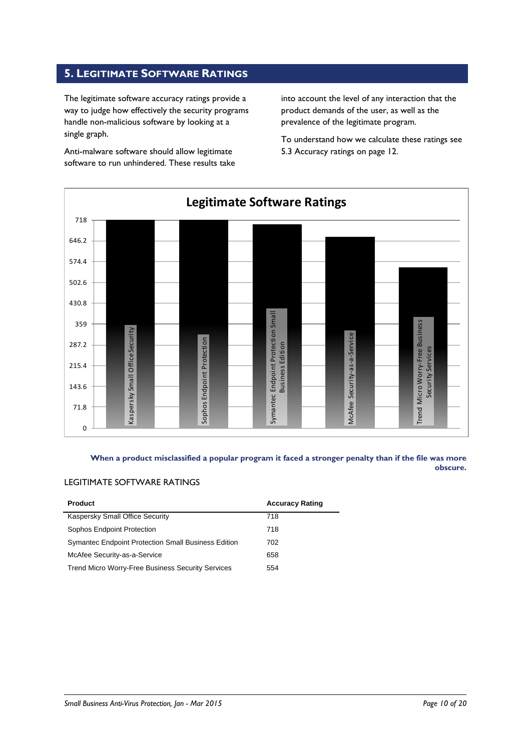## 5. Legitimate Software Ratings

The legitimate software accuracy ratings provide a way to judge how effectively the security programs handle non-malicious software by looking at a single graph.

Anti-malware software should allow legitimate software to run unhindered. These results take into account the level of any interaction that the product demands of the user, as well as the prevalence of the legitimate program.

To understand how we calculate these ratings see 5.3 Accuracy ratings on page 12.

**Legitimate Software Ratings**

| Product | Rating |
|---|---|
| Kaspersky Small Office Security | 718 |
| Sophos Endpoint Protection | 718 |
| Symantec Endpoint Protection Small Business Edition | 702 |
| McAfee Security-as-a-Service | 658 |
| Trend Micro Worry-Free Business Security Services | 554 |

**When a product misclassified a popular program it faced a stronger penalty than if the file was more obscure.**

LEGITIMATE SOFTWARE RATINGS

| Product | Accuracy Rating |
|---|---|
| Kaspersky Small Office Security | 718 |
| Sophos Endpoint Protection | 718 |
| Symantec Endpoint Protection Small Business Edition | 702 |
| McAfee Security-as-a-Service | 658 |
| Trend Micro Worry-Free Business Security Services | 554 |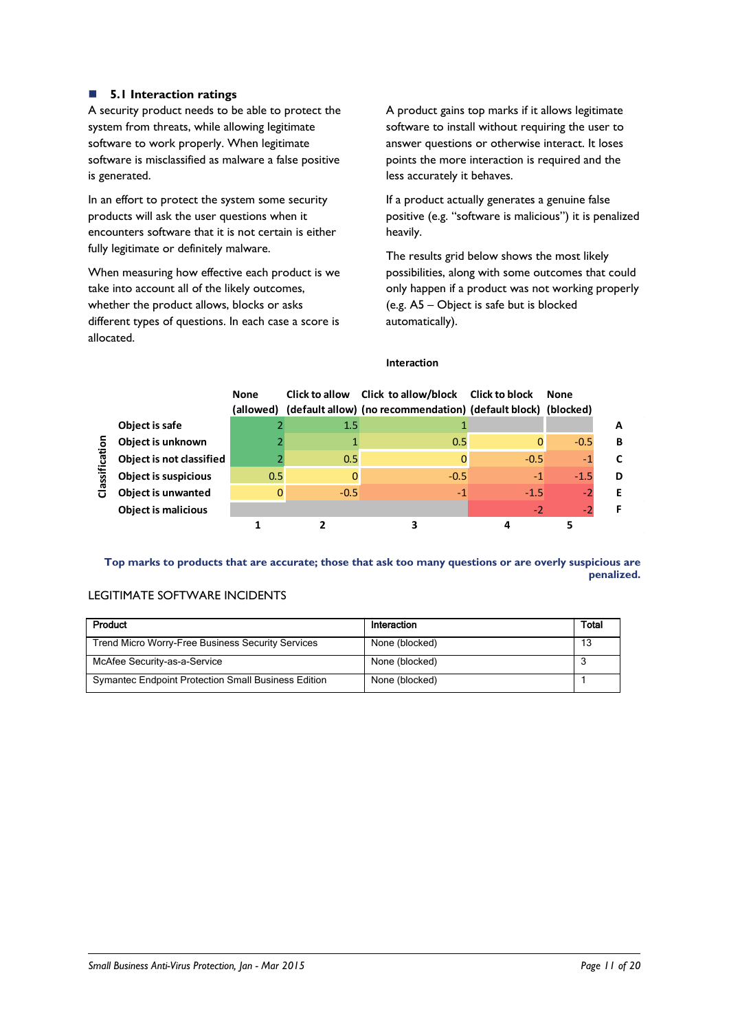### 5.1 Interaction ratings

A security product needs to be able to protect the system from threats, while allowing legitimate software to work properly. When legitimate software is misclassified as malware a false positive is generated.

In an effort to protect the system some security products will ask the user questions when it encounters software that it is not certain is either fully legitimate or definitely malware.

When measuring how effective each product is we take into account all of the likely outcomes, whether the product allows, blocks or asks different types of questions. In each case a score is allocated.

A product gains top marks if it allows legitimate software to install without requiring the user to answer questions or otherwise interact. It loses points the more interaction is required and the less accurately it behaves.

If a product actually generates a genuine false positive (e.g. "software is malicious") it is penalized heavily.

The results grid below shows the most likely possibilities, along with some outcomes that could only happen if a product was not working properly (e.g. A5 – Object is safe but is blocked automatically).

**Interaction**

| Classification | None (allowed) | Click to allow (default allow) | Click to allow/block (no recommendation) | Click to block (default block) | None (blocked) | |
|---|---|---|---|---|---|---|
| Object is safe | 2 | 1.5 | 1 | | | A |
| Object is unknown | 2 | 1 | 0.5 | 0 | -0.5 | B |
| Object is not classified | 2 | 0.5 | 0 | -0.5 | -1 | C |
| Object is suspicious | 0.5 | 0 | -0.5 | -1 | -1.5 | D |
| Object is unwanted | 0 | -0.5 | -1 | -1.5 | -2 | E |
| Object is malicious | | | | -2 | -2 | F |
| | 1 | 2 | 3 | 4 | 5 | |

**Top marks to products that are accurate; those that ask too many questions or are overly suspicious are penalized.**

LEGITIMATE SOFTWARE INCIDENTS

| Product | Interaction | Total |
|---|---|---|
| Trend Micro Worry-Free Business Security Services | None (blocked) | 13 |
| McAfee Security-as-a-Service | None (blocked) | 3 |
| Symantec Endpoint Protection Small Business Edition | None (blocked) | 1 |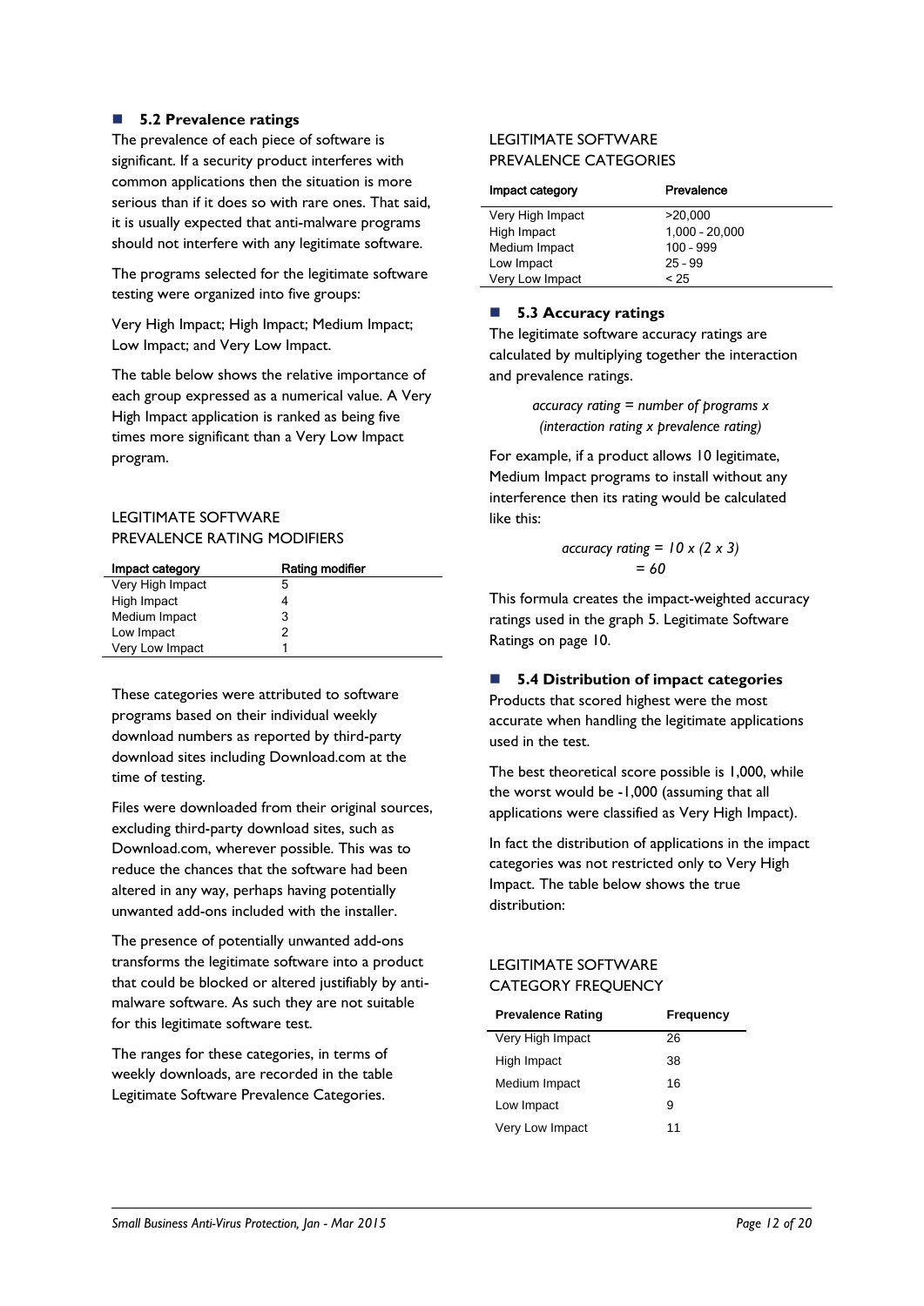## 5.2 Prevalence ratings

The prevalence of each piece of software is significant. If a security product interferes with common applications then the situation is more serious than if it does so with rare ones. That said, it is usually expected that anti-malware programs should not interfere with any legitimate software.

The programs selected for the legitimate software testing were organized into five groups:

Very High Impact; High Impact; Medium Impact; Low Impact; and Very Low Impact.

The table below shows the relative importance of each group expressed as a numerical value. A Very High Impact application is ranked as being five times more significant than a Very Low Impact program.

LEGITIMATE SOFTWARE PREVALENCE RATING MODIFIERS

| Impact category | Rating modifier |
|---|---|
| Very High Impact | 5 |
| High Impact | 4 |
| Medium Impact | 3 |
| Low Impact | 2 |
| Very Low Impact | 1 |

These categories were attributed to software programs based on their individual weekly download numbers as reported by third-party download sites including Download.com at the time of testing.

Files were downloaded from their original sources, excluding third-party download sites, such as Download.com, wherever possible. This was to reduce the chances that the software had been altered in any way, perhaps having potentially unwanted add-ons included with the installer.

The presence of potentially unwanted add-ons transforms the legitimate software into a product that could be blocked or altered justifiably by anti-malware software. As such they are not suitable for this legitimate software test.

The ranges for these categories, in terms of weekly downloads, are recorded in the table Legitimate Software Prevalence Categories.

LEGITIMATE SOFTWARE PREVALENCE CATEGORIES

| Impact category | Prevalence |
|---|---|
| Very High Impact | >20,000 |
| High Impact | 1,000 - 20,000 |
| Medium Impact | 100 - 999 |
| Low Impact | 25 - 99 |
| Very Low Impact | < 25 |

## 5.3 Accuracy ratings

The legitimate software accuracy ratings are calculated by multiplying together the interaction and prevalence ratings.

*accuracy rating = number of programs x (interaction rating x prevalence rating)*

For example, if a product allows 10 legitimate, Medium Impact programs to install without any interference then its rating would be calculated like this:

*accuracy rating = 10 x (2 x 3)*
*= 60*

This formula creates the impact-weighted accuracy ratings used in the graph 5. Legitimate Software Ratings on page 10.

## 5.4 Distribution of impact categories

Products that scored highest were the most accurate when handling the legitimate applications used in the test.

The best theoretical score possible is 1,000, while the worst would be -1,000 (assuming that all applications were classified as Very High Impact).

In fact the distribution of applications in the impact categories was not restricted only to Very High Impact. The table below shows the true distribution:

LEGITIMATE SOFTWARE CATEGORY FREQUENCY

| Prevalence Rating | Frequency |
|---|---|
| Very High Impact | 26 |
| High Impact | 38 |
| Medium Impact | 16 |
| Low Impact | 9 |
| Very Low Impact | 11 |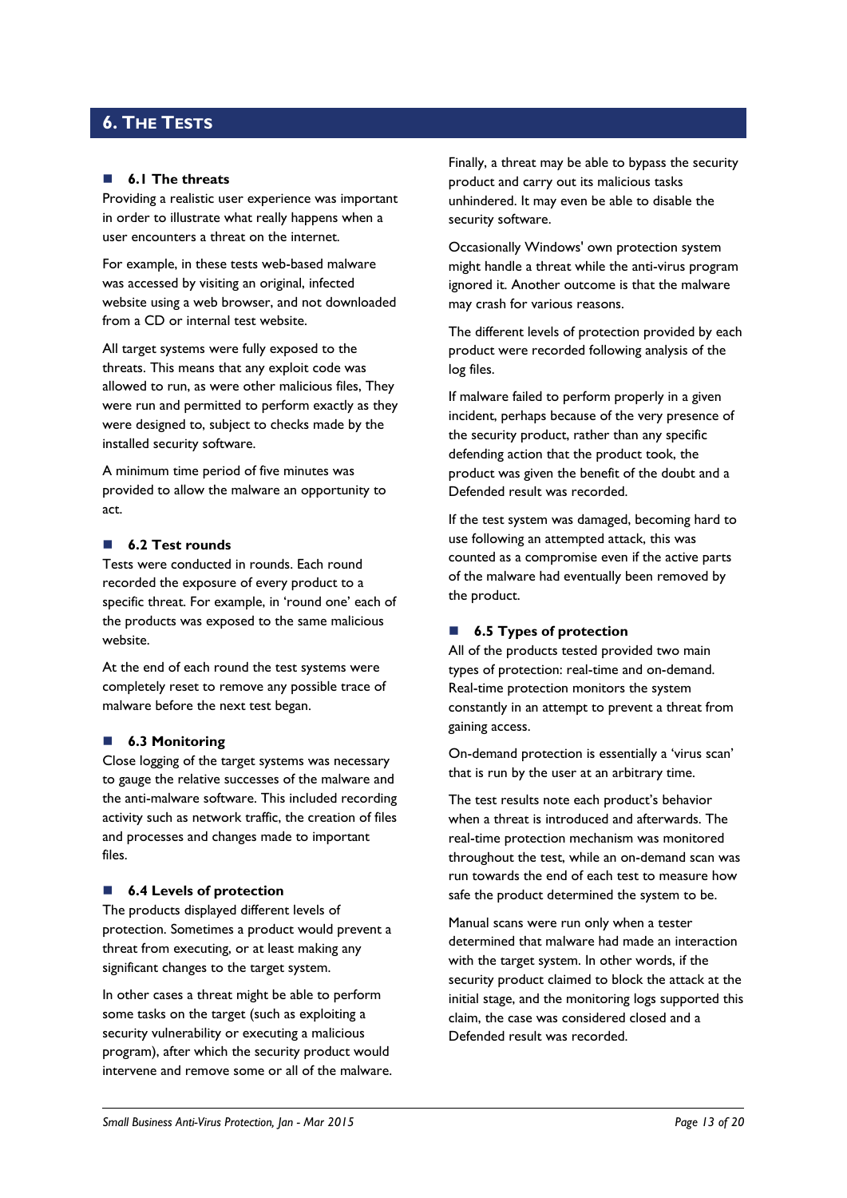# 6. The Tests

## 6.1 The threats

Providing a realistic user experience was important in order to illustrate what really happens when a user encounters a threat on the internet.

For example, in these tests web-based malware was accessed by visiting an original, infected website using a web browser, and not downloaded from a CD or internal test website.

All target systems were fully exposed to the threats. This means that any exploit code was allowed to run, as were other malicious files, They were run and permitted to perform exactly as they were designed to, subject to checks made by the installed security software.

A minimum time period of five minutes was provided to allow the malware an opportunity to act.

## 6.2 Test rounds

Tests were conducted in rounds. Each round recorded the exposure of every product to a specific threat. For example, in 'round one' each of the products was exposed to the same malicious website.

At the end of each round the test systems were completely reset to remove any possible trace of malware before the next test began.

## 6.3 Monitoring

Close logging of the target systems was necessary to gauge the relative successes of the malware and the anti-malware software. This included recording activity such as network traffic, the creation of files and processes and changes made to important files.

## 6.4 Levels of protection

The products displayed different levels of protection. Sometimes a product would prevent a threat from executing, or at least making any significant changes to the target system.

In other cases a threat might be able to perform some tasks on the target (such as exploiting a security vulnerability or executing a malicious program), after which the security product would intervene and remove some or all of the malware.

Finally, a threat may be able to bypass the security product and carry out its malicious tasks unhindered. It may even be able to disable the security software.

Occasionally Windows' own protection system might handle a threat while the anti-virus program ignored it. Another outcome is that the malware may crash for various reasons.

The different levels of protection provided by each product were recorded following analysis of the log files.

If malware failed to perform properly in a given incident, perhaps because of the very presence of the security product, rather than any specific defending action that the product took, the product was given the benefit of the doubt and a Defended result was recorded.

If the test system was damaged, becoming hard to use following an attempted attack, this was counted as a compromise even if the active parts of the malware had eventually been removed by the product.

## 6.5 Types of protection

All of the products tested provided two main types of protection: real-time and on-demand. Real-time protection monitors the system constantly in an attempt to prevent a threat from gaining access.

On-demand protection is essentially a 'virus scan' that is run by the user at an arbitrary time.

The test results note each product's behavior when a threat is introduced and afterwards. The real-time protection mechanism was monitored throughout the test, while an on-demand scan was run towards the end of each test to measure how safe the product determined the system to be.

Manual scans were run only when a tester determined that malware had made an interaction with the target system. In other words, if the security product claimed to block the attack at the initial stage, and the monitoring logs supported this claim, the case was considered closed and a Defended result was recorded.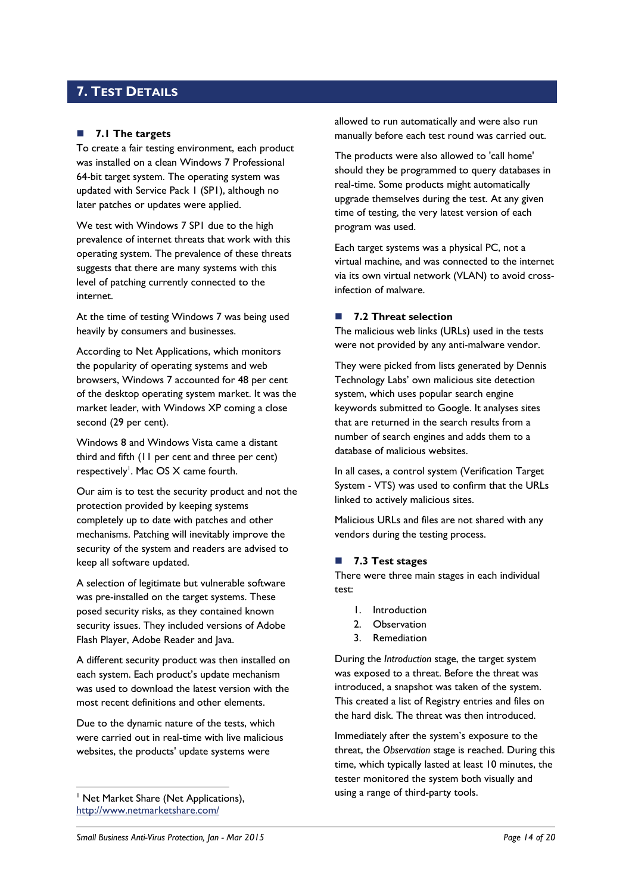# 7. Test Details

## 7.1 The targets

To create a fair testing environment, each product was installed on a clean Windows 7 Professional 64-bit target system. The operating system was updated with Service Pack 1 (SP1), although no later patches or updates were applied.

We test with Windows 7 SP1 due to the high prevalence of internet threats that work with this operating system. The prevalence of these threats suggests that there are many systems with this level of patching currently connected to the internet.

At the time of testing Windows 7 was being used heavily by consumers and businesses.

According to Net Applications, which monitors the popularity of operating systems and web browsers, Windows 7 accounted for 48 per cent of the desktop operating system market. It was the market leader, with Windows XP coming a close second (29 per cent).

Windows 8 and Windows Vista came a distant third and fifth (11 per cent and three per cent) respectively[1]. Mac OS X came fourth.

Our aim is to test the security product and not the protection provided by keeping systems completely up to date with patches and other mechanisms. Patching will inevitably improve the security of the system and readers are advised to keep all software updated.

A selection of legitimate but vulnerable software was pre-installed on the target systems. These posed security risks, as they contained known security issues. They included versions of Adobe Flash Player, Adobe Reader and Java.

A different security product was then installed on each system. Each product's update mechanism was used to download the latest version with the most recent definitions and other elements.

Due to the dynamic nature of the tests, which were carried out in real-time with live malicious websites, the products' update systems were allowed to run automatically and were also run manually before each test round was carried out.

The products were also allowed to 'call home' should they be programmed to query databases in real-time. Some products might automatically upgrade themselves during the test. At any given time of testing, the very latest version of each program was used.

Each target systems was a physical PC, not a virtual machine, and was connected to the internet via its own virtual network (VLAN) to avoid cross-infection of malware.

## 7.2 Threat selection

The malicious web links (URLs) used in the tests were not provided by any anti-malware vendor.

They were picked from lists generated by Dennis Technology Labs' own malicious site detection system, which uses popular search engine keywords submitted to Google. It analyses sites that are returned in the search results from a number of search engines and adds them to a database of malicious websites.

In all cases, a control system (Verification Target System - VTS) was used to confirm that the URLs linked to actively malicious sites.

Malicious URLs and files are not shared with any vendors during the testing process.

## 7.3 Test stages

There were three main stages in each individual test:

1. Introduction
2. Observation
3. Remediation

During the *Introduction* stage, the target system was exposed to a threat. Before the threat was introduced, a snapshot was taken of the system. This created a list of Registry entries and files on the hard disk. The threat was then introduced.

Immediately after the system's exposure to the threat, the *Observation* stage is reached. During this time, which typically lasted at least 10 minutes, the tester monitored the system both visually and using a range of third-party tools.

---

[1] Net Market Share (Net Applications), http://www.netmarketshare.com/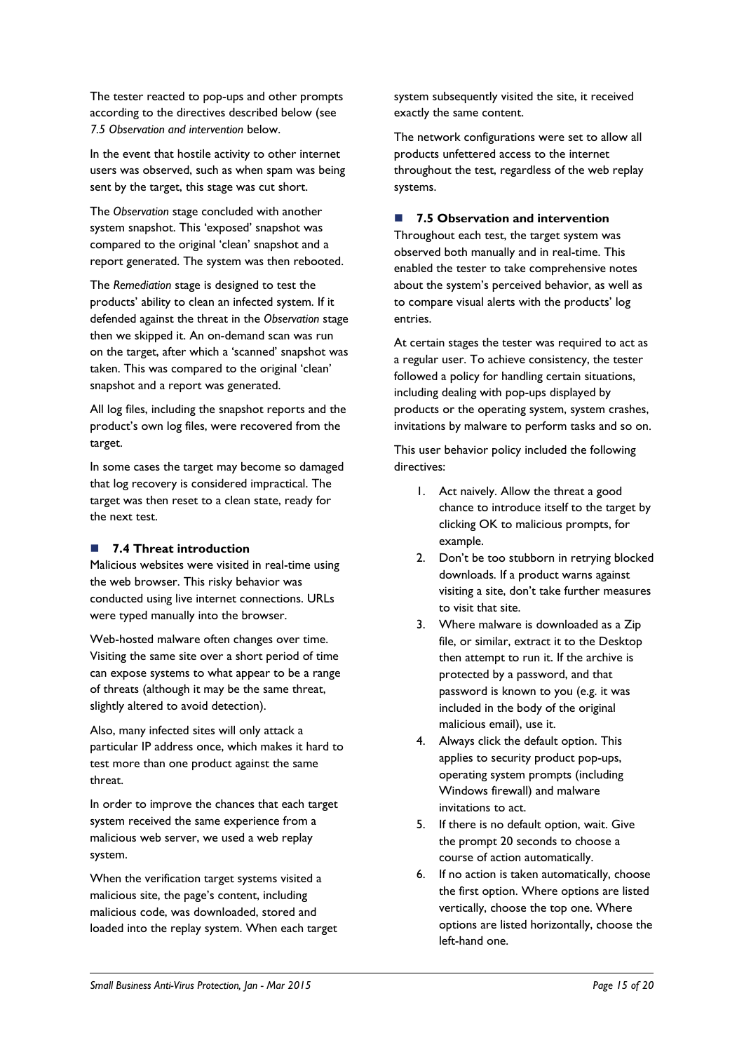The tester reacted to pop-ups and other prompts according to the directives described below (see *7.5 Observation and intervention* below.

In the event that hostile activity to other internet users was observed, such as when spam was being sent by the target, this stage was cut short.

The *Observation* stage concluded with another system snapshot. This 'exposed' snapshot was compared to the original 'clean' snapshot and a report generated. The system was then rebooted.

The *Remediation* stage is designed to test the products' ability to clean an infected system. If it defended against the threat in the *Observation* stage then we skipped it. An on-demand scan was run on the target, after which a 'scanned' snapshot was taken. This was compared to the original 'clean' snapshot and a report was generated.

All log files, including the snapshot reports and the product's own log files, were recovered from the target.

In some cases the target may become so damaged that log recovery is considered impractical. The target was then reset to a clean state, ready for the next test.

### 7.4 Threat introduction

Malicious websites were visited in real-time using the web browser. This risky behavior was conducted using live internet connections. URLs were typed manually into the browser.

Web-hosted malware often changes over time. Visiting the same site over a short period of time can expose systems to what appear to be a range of threats (although it may be the same threat, slightly altered to avoid detection).

Also, many infected sites will only attack a particular IP address once, which makes it hard to test more than one product against the same threat.

In order to improve the chances that each target system received the same experience from a malicious web server, we used a web replay system.

When the verification target systems visited a malicious site, the page's content, including malicious code, was downloaded, stored and loaded into the replay system. When each target system subsequently visited the site, it received exactly the same content.

The network configurations were set to allow all products unfettered access to the internet throughout the test, regardless of the web replay systems.

### 7.5 Observation and intervention

Throughout each test, the target system was observed both manually and in real-time. This enabled the tester to take comprehensive notes about the system's perceived behavior, as well as to compare visual alerts with the products' log entries.

At certain stages the tester was required to act as a regular user. To achieve consistency, the tester followed a policy for handling certain situations, including dealing with pop-ups displayed by products or the operating system, system crashes, invitations by malware to perform tasks and so on.

This user behavior policy included the following directives:

1. Act naively. Allow the threat a good chance to introduce itself to the target by clicking OK to malicious prompts, for example.
2. Don't be too stubborn in retrying blocked downloads. If a product warns against visiting a site, don't take further measures to visit that site.
3. Where malware is downloaded as a Zip file, or similar, extract it to the Desktop then attempt to run it. If the archive is protected by a password, and that password is known to you (e.g. it was included in the body of the original malicious email), use it.
4. Always click the default option. This applies to security product pop-ups, operating system prompts (including Windows firewall) and malware invitations to act.
5. If there is no default option, wait. Give the prompt 20 seconds to choose a course of action automatically.
6. If no action is taken automatically, choose the first option. Where options are listed vertically, choose the top one. Where options are listed horizontally, choose the left-hand one.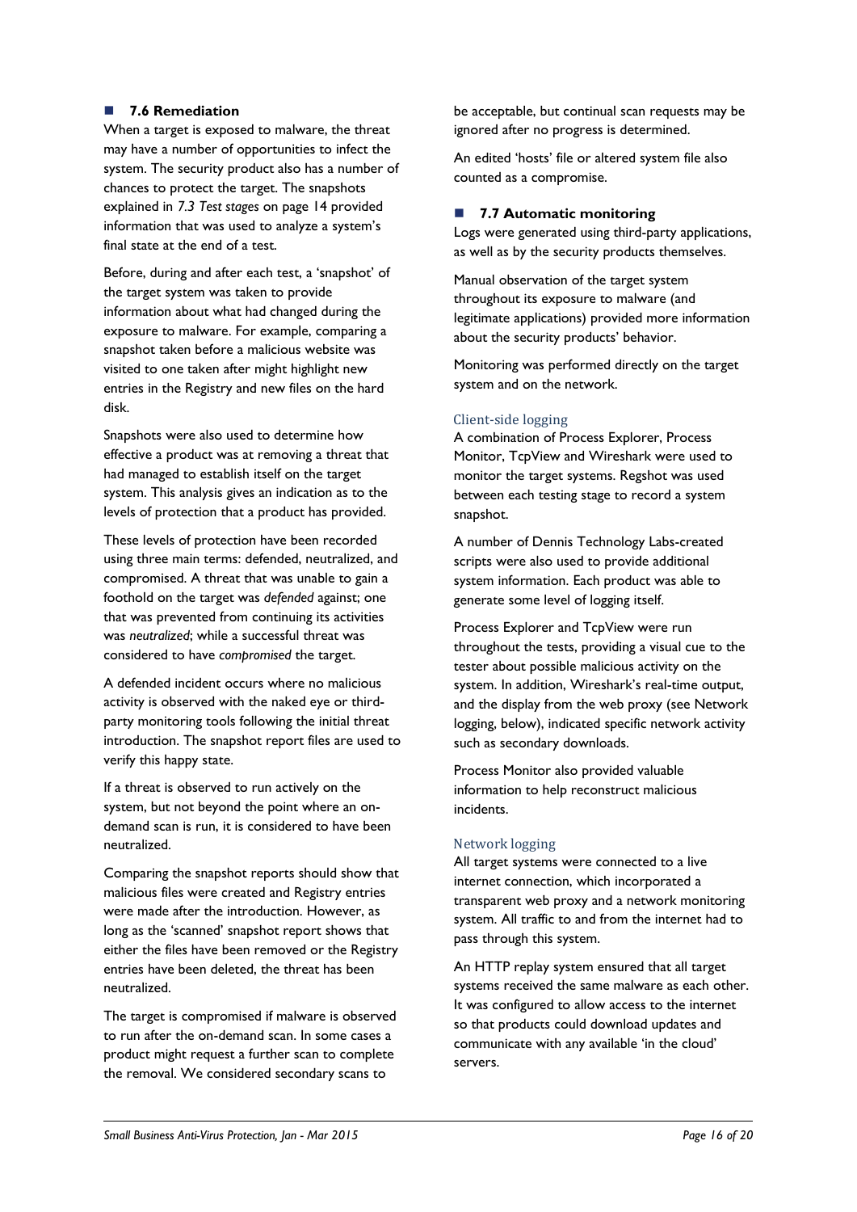## 7.6 Remediation

When a target is exposed to malware, the threat may have a number of opportunities to infect the system. The security product also has a number of chances to protect the target. The snapshots explained in *7.3 Test stages* on page 14 provided information that was used to analyze a system's final state at the end of a test.

Before, during and after each test, a 'snapshot' of the target system was taken to provide information about what had changed during the exposure to malware. For example, comparing a snapshot taken before a malicious website was visited to one taken after might highlight new entries in the Registry and new files on the hard disk.

Snapshots were also used to determine how effective a product was at removing a threat that had managed to establish itself on the target system. This analysis gives an indication as to the levels of protection that a product has provided.

These levels of protection have been recorded using three main terms: defended, neutralized, and compromised. A threat that was unable to gain a foothold on the target was *defended* against; one that was prevented from continuing its activities was *neutralized*; while a successful threat was considered to have *compromised* the target.

A defended incident occurs where no malicious activity is observed with the naked eye or third-party monitoring tools following the initial threat introduction. The snapshot report files are used to verify this happy state.

If a threat is observed to run actively on the system, but not beyond the point where an on-demand scan is run, it is considered to have been neutralized.

Comparing the snapshot reports should show that malicious files were created and Registry entries were made after the introduction. However, as long as the 'scanned' snapshot report shows that either the files have been removed or the Registry entries have been deleted, the threat has been neutralized.

The target is compromised if malware is observed to run after the on-demand scan. In some cases a product might request a further scan to complete the removal. We considered secondary scans to be acceptable, but continual scan requests may be ignored after no progress is determined.

An edited 'hosts' file or altered system file also counted as a compromise.

## 7.7 Automatic monitoring

Logs were generated using third-party applications, as well as by the security products themselves.

Manual observation of the target system throughout its exposure to malware (and legitimate applications) provided more information about the security products' behavior.

Monitoring was performed directly on the target system and on the network.

### Client-side logging

A combination of Process Explorer, Process Monitor, TcpView and Wireshark were used to monitor the target systems. Regshot was used between each testing stage to record a system snapshot.

A number of Dennis Technology Labs-created scripts were also used to provide additional system information. Each product was able to generate some level of logging itself.

Process Explorer and TcpView were run throughout the tests, providing a visual cue to the tester about possible malicious activity on the system. In addition, Wireshark's real-time output, and the display from the web proxy (see Network logging, below), indicated specific network activity such as secondary downloads.

Process Monitor also provided valuable information to help reconstruct malicious incidents.

### Network logging

All target systems were connected to a live internet connection, which incorporated a transparent web proxy and a network monitoring system. All traffic to and from the internet had to pass through this system.

An HTTP replay system ensured that all target systems received the same malware as each other. It was configured to allow access to the internet so that products could download updates and communicate with any available 'in the cloud' servers.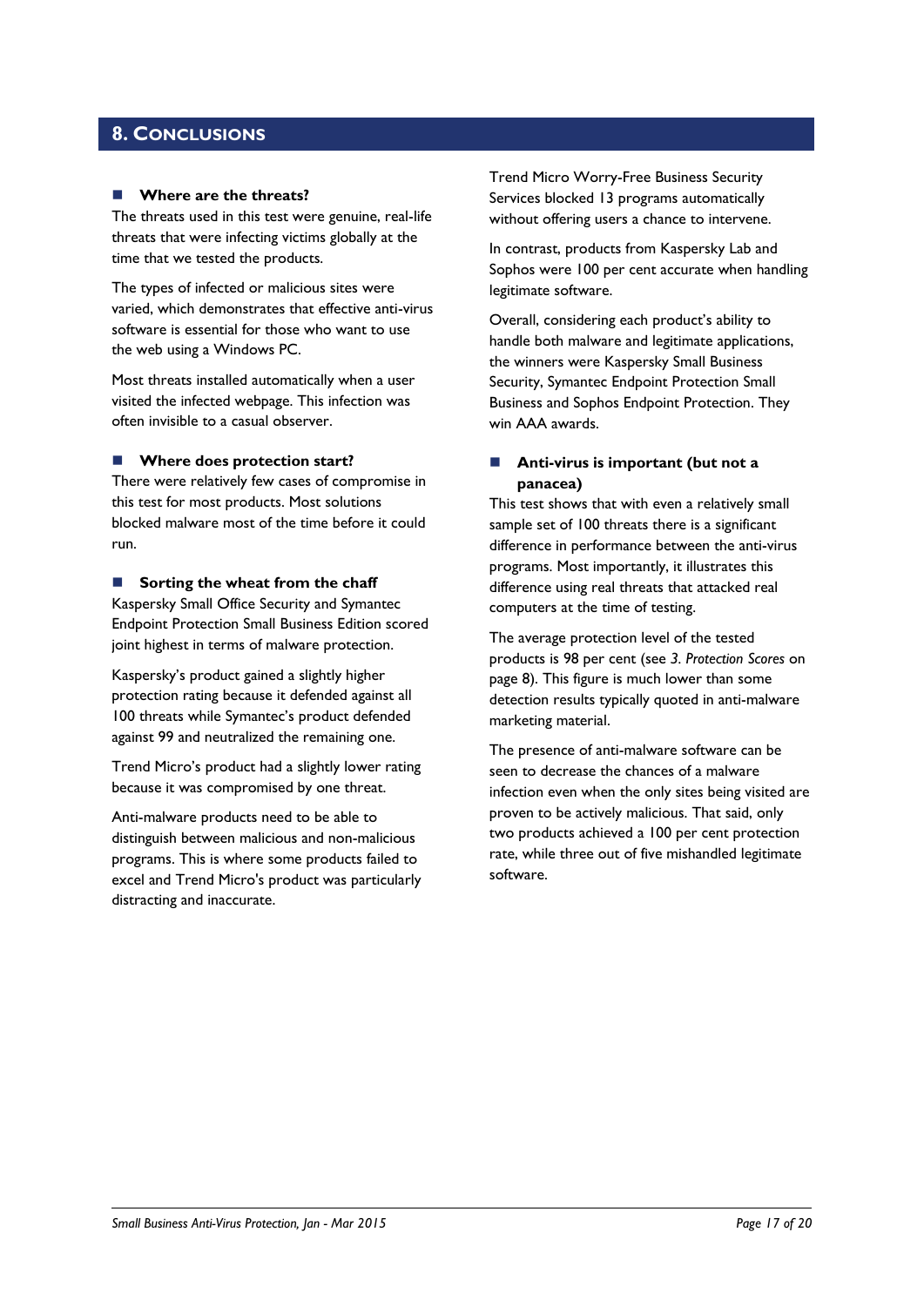## 8. Conclusions

### Where are the threats?

The threats used in this test were genuine, real-life threats that were infecting victims globally at the time that we tested the products.

The types of infected or malicious sites were varied, which demonstrates that effective anti-virus software is essential for those who want to use the web using a Windows PC.

Most threats installed automatically when a user visited the infected webpage. This infection was often invisible to a casual observer.

### Where does protection start?

There were relatively few cases of compromise in this test for most products. Most solutions blocked malware most of the time before it could run.

### Sorting the wheat from the chaff

Kaspersky Small Office Security and Symantec Endpoint Protection Small Business Edition scored joint highest in terms of malware protection.

Kaspersky's product gained a slightly higher protection rating because it defended against all 100 threats while Symantec's product defended against 99 and neutralized the remaining one.

Trend Micro's product had a slightly lower rating because it was compromised by one threat.

Anti-malware products need to be able to distinguish between malicious and non-malicious programs. This is where some products failed to excel and Trend Micro's product was particularly distracting and inaccurate.

Trend Micro Worry-Free Business Security Services blocked 13 programs automatically without offering users a chance to intervene.

In contrast, products from Kaspersky Lab and Sophos were 100 per cent accurate when handling legitimate software.

Overall, considering each product's ability to handle both malware and legitimate applications, the winners were Kaspersky Small Business Security, Symantec Endpoint Protection Small Business and Sophos Endpoint Protection. They win AAA awards.

### Anti-virus is important (but not a panacea)

This test shows that with even a relatively small sample set of 100 threats there is a significant difference in performance between the anti-virus programs. Most importantly, it illustrates this difference using real threats that attacked real computers at the time of testing.

The average protection level of the tested products is 98 per cent (see *3. Protection Scores* on page 8). This figure is much lower than some detection results typically quoted in anti-malware marketing material.

The presence of anti-malware software can be seen to decrease the chances of a malware infection even when the only sites being visited are proven to be actively malicious. That said, only two products achieved a 100 per cent protection rate, while three out of five mishandled legitimate software.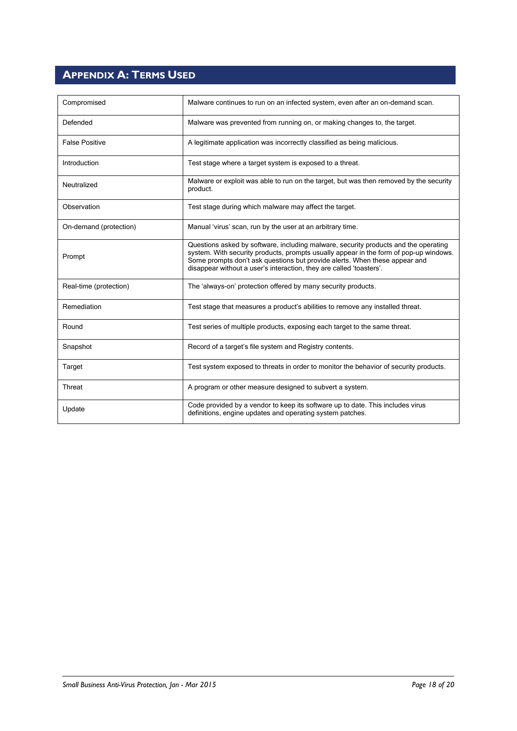## Appendix A: Terms Used

| | |
|---|---|
| Compromised | Malware continues to run on an infected system, even after an on-demand scan. |
| Defended | Malware was prevented from running on, or making changes to, the target. |
| False Positive | A legitimate application was incorrectly classified as being malicious. |
| Introduction | Test stage where a target system is exposed to a threat. |
| Neutralized | Malware or exploit was able to run on the target, but was then removed by the security product. |
| Observation | Test stage during which malware may affect the target. |
| On-demand (protection) | Manual 'virus' scan, run by the user at an arbitrary time. |
| Prompt | Questions asked by software, including malware, security products and the operating system. With security products, prompts usually appear in the form of pop-up windows. Some prompts don't ask questions but provide alerts. When these appear and disappear without a user's interaction, they are called 'toasters'. |
| Real-time (protection) | The 'always-on' protection offered by many security products. |
| Remediation | Test stage that measures a product's abilities to remove any installed threat. |
| Round | Test series of multiple products, exposing each target to the same threat. |
| Snapshot | Record of a target's file system and Registry contents. |
| Target | Test system exposed to threats in order to monitor the behavior of security products. |
| Threat | A program or other measure designed to subvert a system. |
| Update | Code provided by a vendor to keep its software up to date. This includes virus definitions, engine updates and operating system patches. |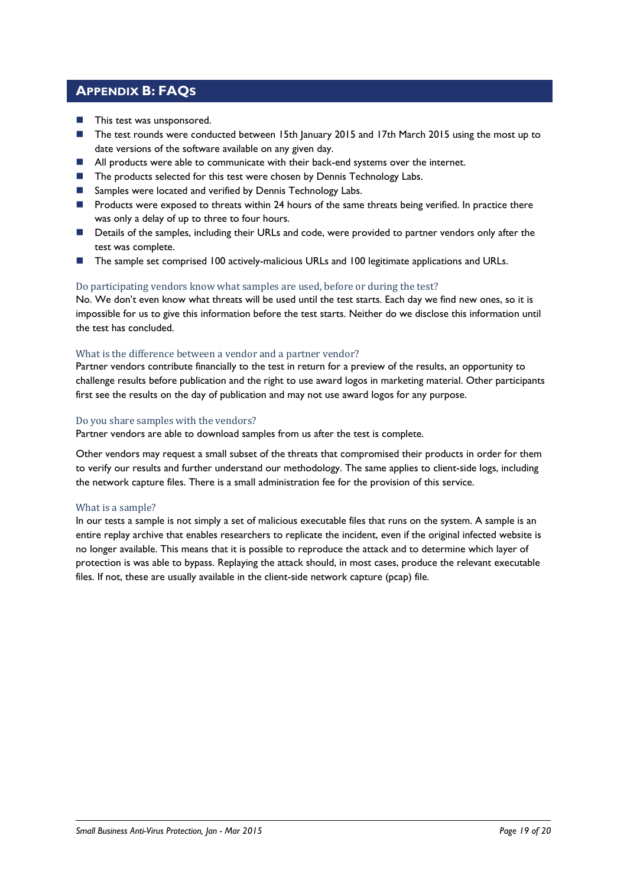## Appendix B: FAQs

- This test was unsponsored.
- The test rounds were conducted between 15th January 2015 and 17th March 2015 using the most up to date versions of the software available on any given day.
- All products were able to communicate with their back-end systems over the internet.
- The products selected for this test were chosen by Dennis Technology Labs.
- Samples were located and verified by Dennis Technology Labs.
- Products were exposed to threats within 24 hours of the same threats being verified. In practice there was only a delay of up to three to four hours.
- Details of the samples, including their URLs and code, were provided to partner vendors only after the test was complete.
- The sample set comprised 100 actively-malicious URLs and 100 legitimate applications and URLs.

### Do participating vendors know what samples are used, before or during the test?

No. We don't even know what threats will be used until the test starts. Each day we find new ones, so it is impossible for us to give this information before the test starts. Neither do we disclose this information until the test has concluded.

### What is the difference between a vendor and a partner vendor?

Partner vendors contribute financially to the test in return for a preview of the results, an opportunity to challenge results before publication and the right to use award logos in marketing material. Other participants first see the results on the day of publication and may not use award logos for any purpose.

### Do you share samples with the vendors?

Partner vendors are able to download samples from us after the test is complete.

Other vendors may request a small subset of the threats that compromised their products in order for them to verify our results and further understand our methodology. The same applies to client-side logs, including the network capture files. There is a small administration fee for the provision of this service.

### What is a sample?

In our tests a sample is not simply a set of malicious executable files that runs on the system. A sample is an entire replay archive that enables researchers to replicate the incident, even if the original infected website is no longer available. This means that it is possible to reproduce the attack and to determine which layer of protection is was able to bypass. Replaying the attack should, in most cases, produce the relevant executable files. If not, these are usually available in the client-side network capture (pcap) file.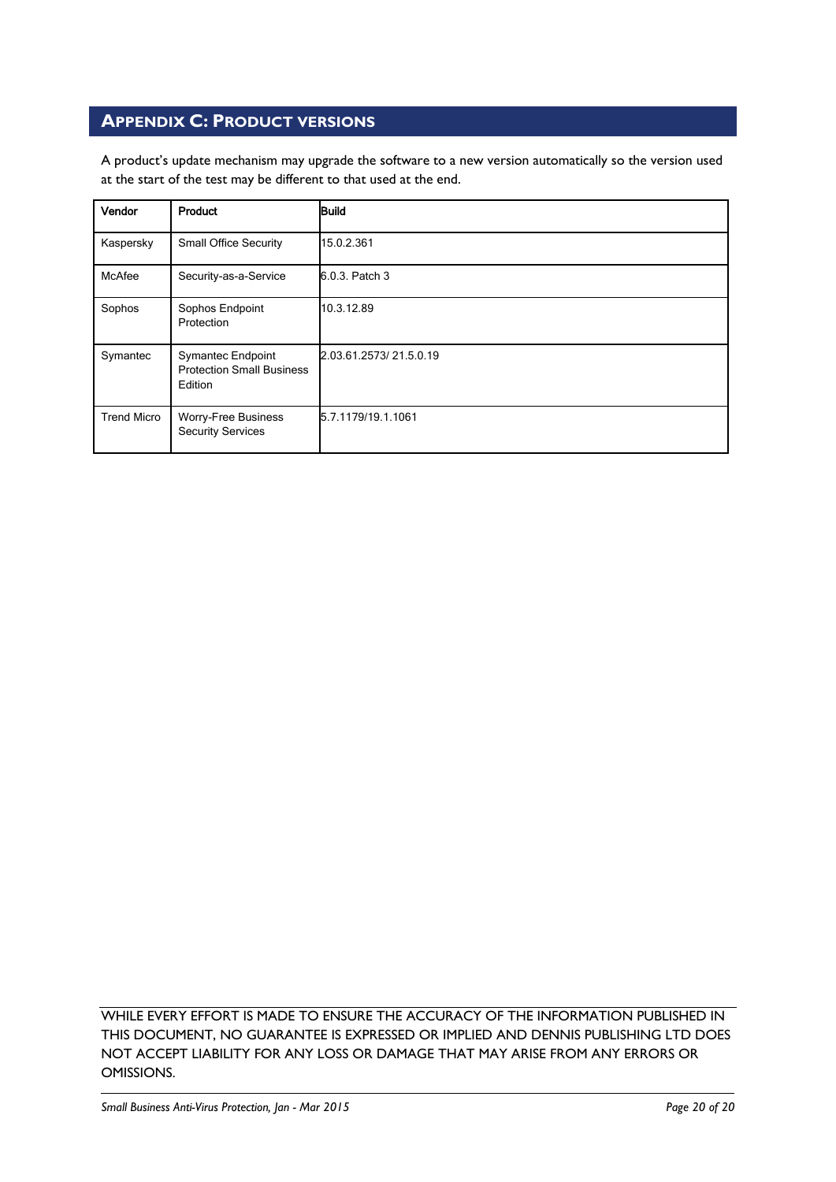## APPENDIX C: PRODUCT VERSIONS

A product's update mechanism may upgrade the software to a new version automatically so the version used at the start of the test may be different to that used at the end.

| Vendor | Product | Build |
|---|---|---|
| Kaspersky | Small Office Security | 15.0.2.361 |
| McAfee | Security-as-a-Service | 6.0.3. Patch 3 |
| Sophos | Sophos Endpoint Protection | 10.3.12.89 |
| Symantec | Symantec Endpoint Protection Small Business Edition | 2.03.61.2573/ 21.5.0.19 |
| Trend Micro | Worry-Free Business Security Services | 5.7.1179/19.1.1061 |

WHILE EVERY EFFORT IS MADE TO ENSURE THE ACCURACY OF THE INFORMATION PUBLISHED IN THIS DOCUMENT, NO GUARANTEE IS EXPRESSED OR IMPLIED AND DENNIS PUBLISHING LTD DOES NOT ACCEPT LIABILITY FOR ANY LOSS OR DAMAGE THAT MAY ARISE FROM ANY ERRORS OR OMISSIONS.